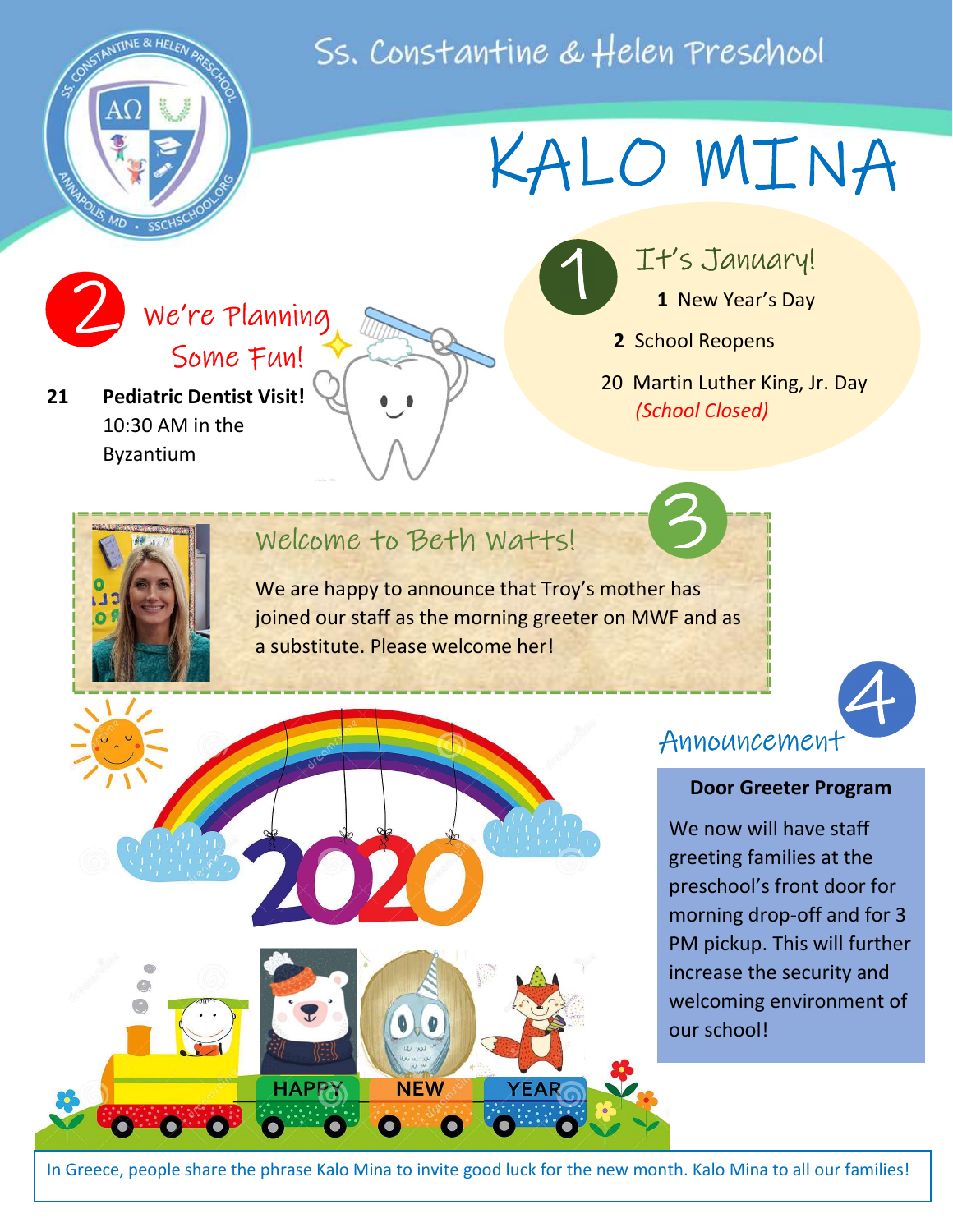Ss. Constantine & Helen Preschool

# KALO MINA

## 1 It's January!

**1** New Year's Day

**2** School Reopens

20 Martin Luther King, Jr. Day
*(School Closed)*

## 2 We're Planning Some Fun!

**21** **Pediatric Dentist Visit!**
10:30 AM in the Byzantium

## 3 Welcome to Beth Watts!

We are happy to announce that Troy's mother has joined our staff as the morning greeter on MWF and as a substitute. Please welcome her!

## 4 Announcement

**Door Greeter Program**

We now will have staff greeting families at the preschool's front door for morning drop-off and for 3 PM pickup. This will further increase the security and welcoming environment of our school!

In Greece, people share the phrase Kalo Mina to invite good luck for the new month. Kalo Mina to all our families!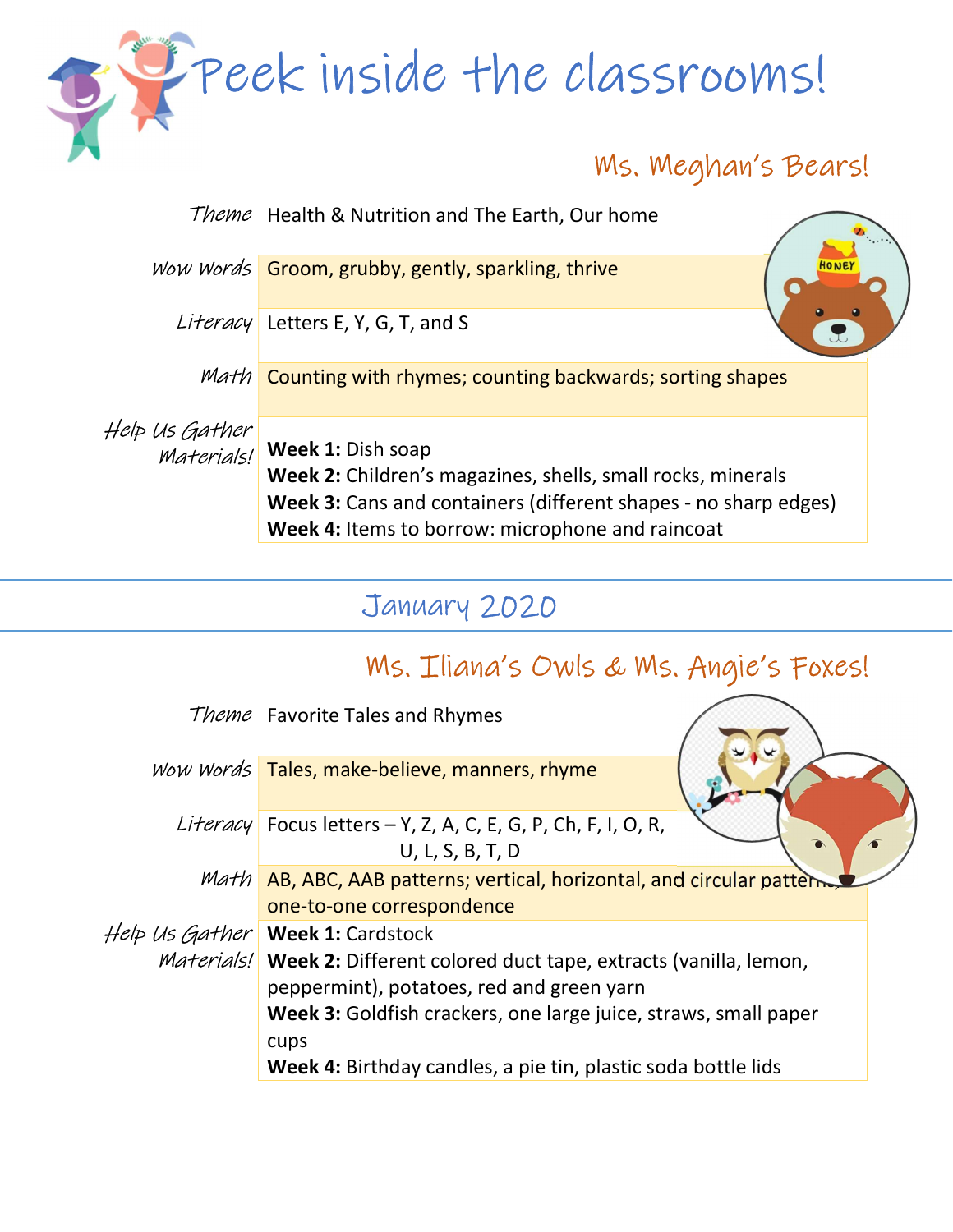# Peek inside the classrooms!

## Ms. Meghan's Bears!

| | |
|---|---|
| *Theme* | Health & Nutrition and The Earth, Our home |
| *Wow Words* | Groom, grubby, gently, sparkling, thrive |
| *Literacy* | Letters E, Y, G, T, and S |
| *Math* | Counting with rhymes; counting backwards; sorting shapes |
| *Help Us Gather Materials!* | **Week 1:** Dish soap<br>**Week 2:** Children's magazines, shells, small rocks, minerals<br>**Week 3:** Cans and containers (different shapes - no sharp edges)<br>**Week 4:** Items to borrow: microphone and raincoat |

## January 2020

## Ms. Iliana's Owls & Ms. Angie's Foxes!

| | |
|---|---|
| *Theme* | Favorite Tales and Rhymes |
| *Wow Words* | Tales, make-believe, manners, rhyme |
| *Literacy* | Focus letters – Y, Z, A, C, E, G, P, Ch, F, I, O, R, U, L, S, B, T, D |
| *Math* | AB, ABC, AAB patterns; vertical, horizontal, and circular patterns; one-to-one correspondence |
| *Help Us Gather Materials!* | **Week 1:** Cardstock<br>**Week 2:** Different colored duct tape, extracts (vanilla, lemon, peppermint), potatoes, red and green yarn<br>**Week 3:** Goldfish crackers, one large juice, straws, small paper cups<br>**Week 4:** Birthday candles, a pie tin, plastic soda bottle lids |